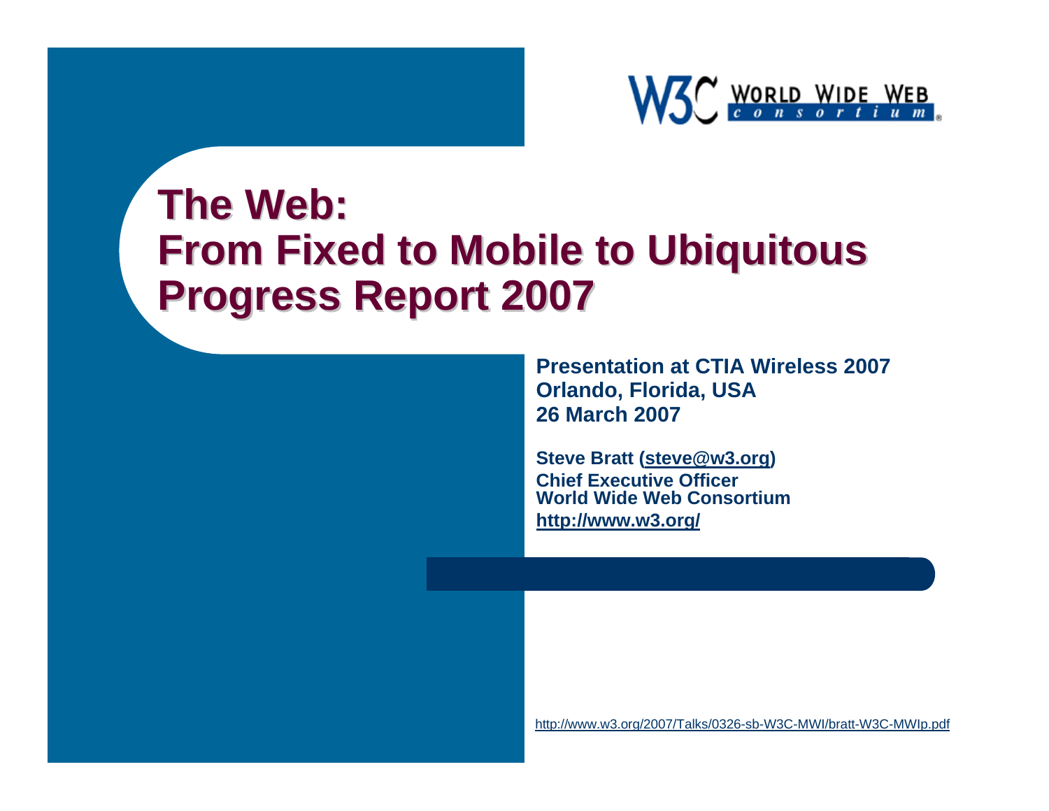# The Web: From Fixed to Mobile to Ubiquitous Progress Report 2007

**Presentation at CTIA Wireless 2007**
**Orlando, Florida, USA**
**26 March 2007**

**Steve Bratt (steve@w3.org)**
**Chief Executive Officer**
**World Wide Web Consortium**
**http://www.w3.org/**

http://www.w3.org/2007/Talks/0326-sb-W3C-MWI/bratt-W3C-MWIp.pdf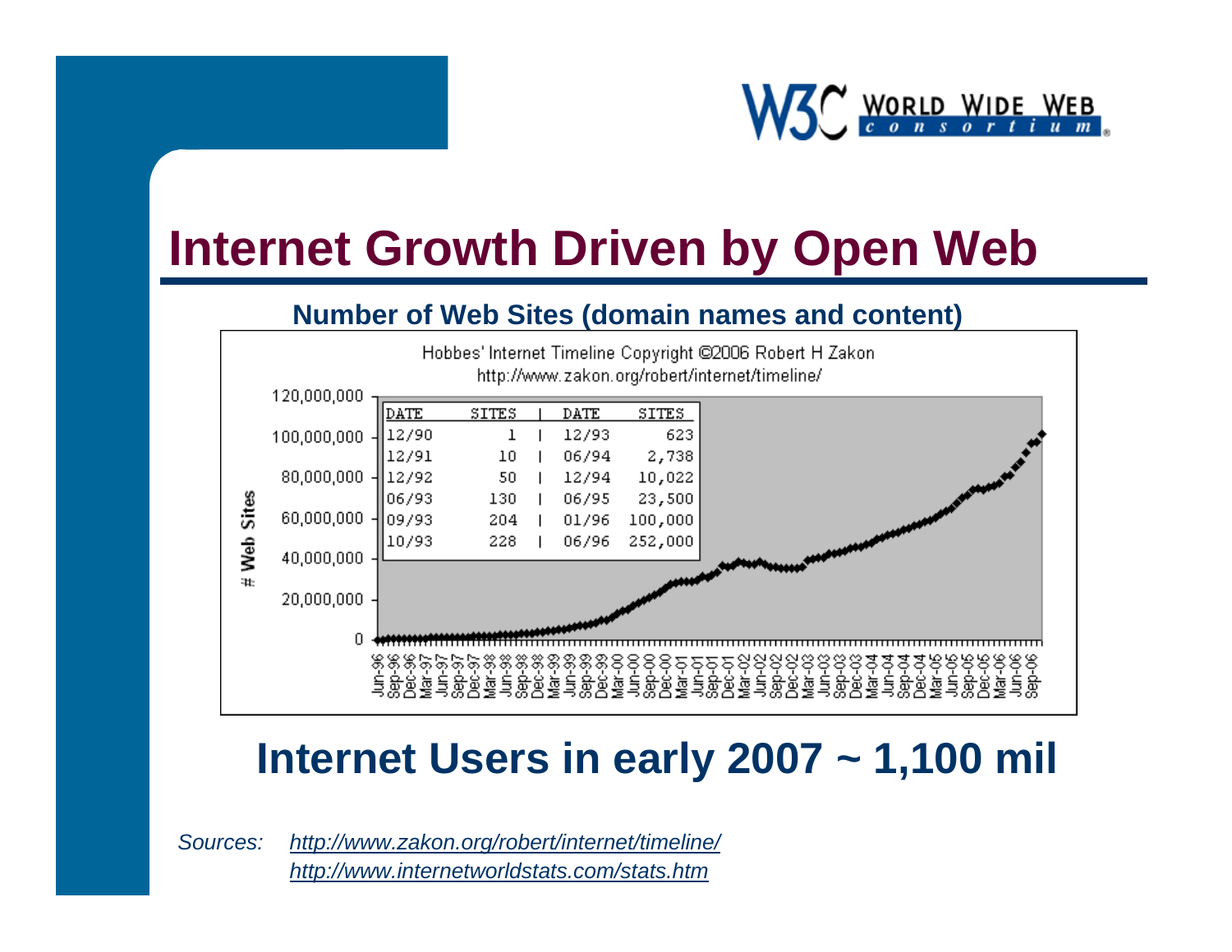# Internet Growth Driven by Open Web

**Number of Web Sites (domain names and content)**

Hobbes' Internet Timeline Copyright ©2006 Robert H Zakon
http://www.zakon.org/robert/internet/timeline/

| DATE | SITES | DATE | SITES |
|---|---|---|---|
| 12/90 | 1 | 12/93 | 623 |
| 12/91 | 10 | 06/94 | 2,738 |
| 12/92 | 50 | 12/94 | 10,022 |
| 06/93 | 130 | 06/95 | 23,500 |
| 09/93 | 204 | 01/96 | 100,000 |
| 10/93 | 228 | 06/96 | 252,000 |

## Internet Users in early 2007 ~ 1,100 mil

*Sources:* *http://www.zakon.org/robert/internet/timeline/*
*http://www.internetworldstats.com/stats.htm*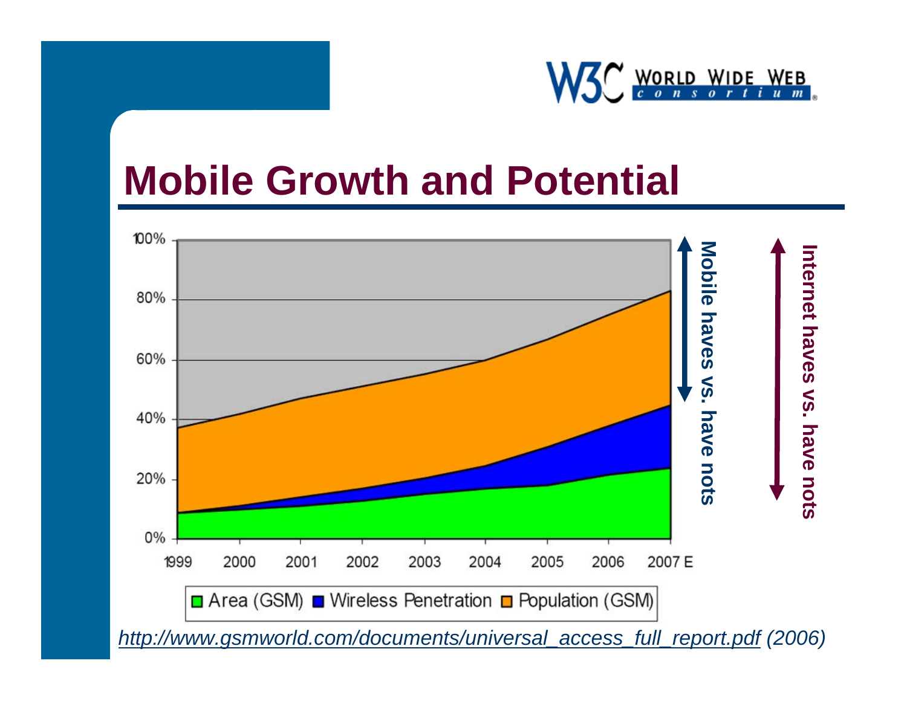# Mobile Growth and Potential

100%
80%
60%
40%
20%
0%

1999 2000 2001 2002 2003 2004 2005 2006 2007 E

Area (GSM) | Wireless Penetration | Population (GSM)

Mobile haves vs. have nots

Internet haves vs. have nots

*http://www.gsmworld.com/documents/universal_access_full_report.pdf (2006)*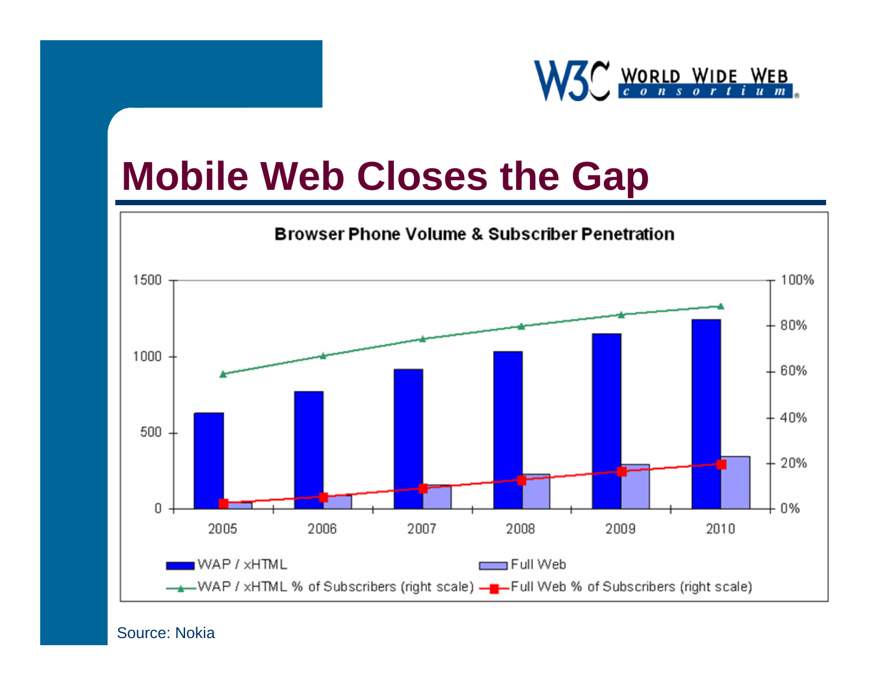# Mobile Web Closes the Gap

**Browser Phone Volume & Subscriber Penetration**

| | 2005 | 2006 | 2007 | 2008 | 2009 | 2010 |
|---|---|---|---|---|---|---|
| WAP / xHTML | | | | | | |
| Full Web | | | | | | |
| WAP / xHTML % of Subscribers (right scale) | | | | | | |
| Full Web % of Subscribers (right scale) | | | | | | |

Left axis: 0, 500, 1000, 1500

Right axis: 0%, 20%, 40%, 60%, 80%, 100%

Source: Nokia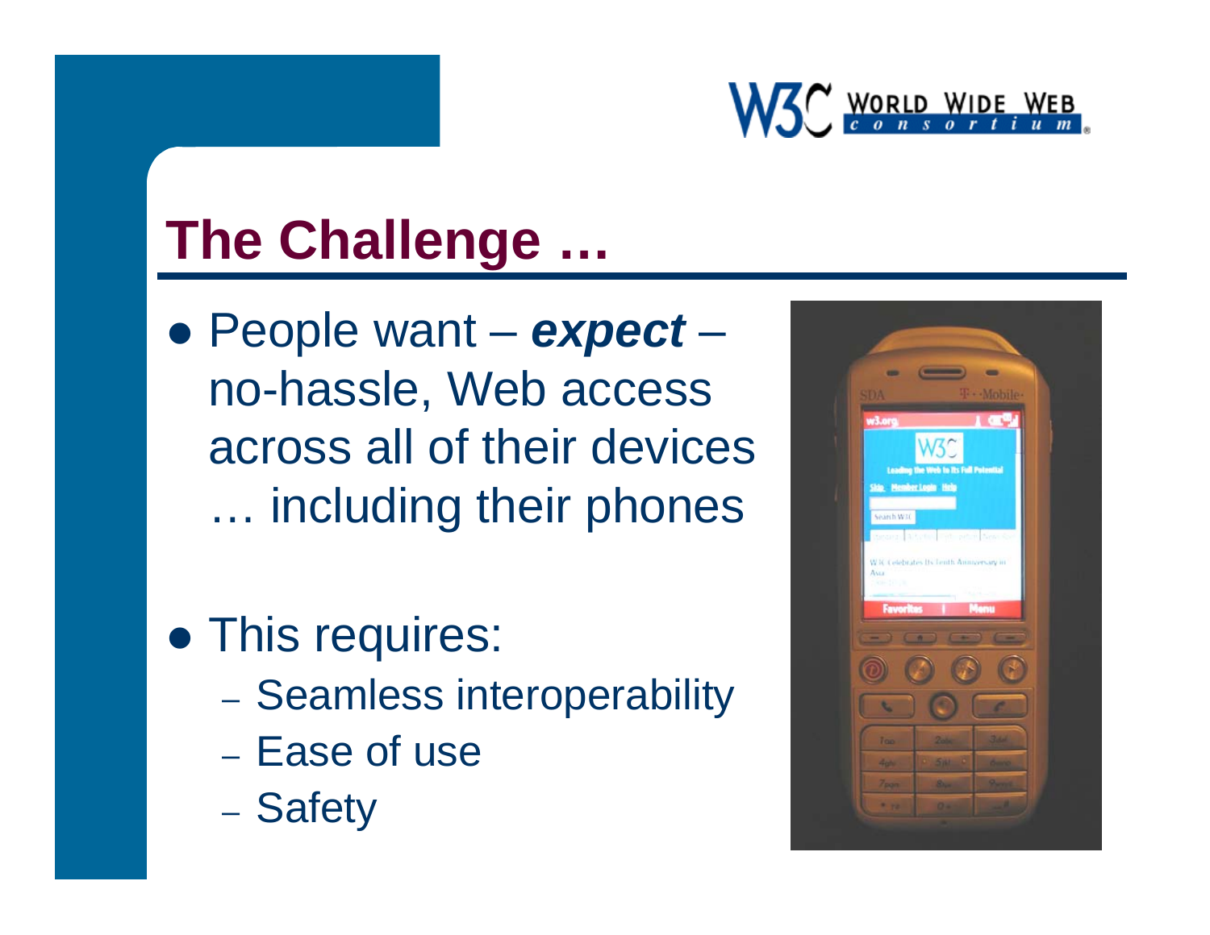# The Challenge …

- People want – ***expect*** – no-hassle, Web access across all of their devices … including their phones

- This requires:
  - Seamless interoperability
  - Ease of use
  - Safety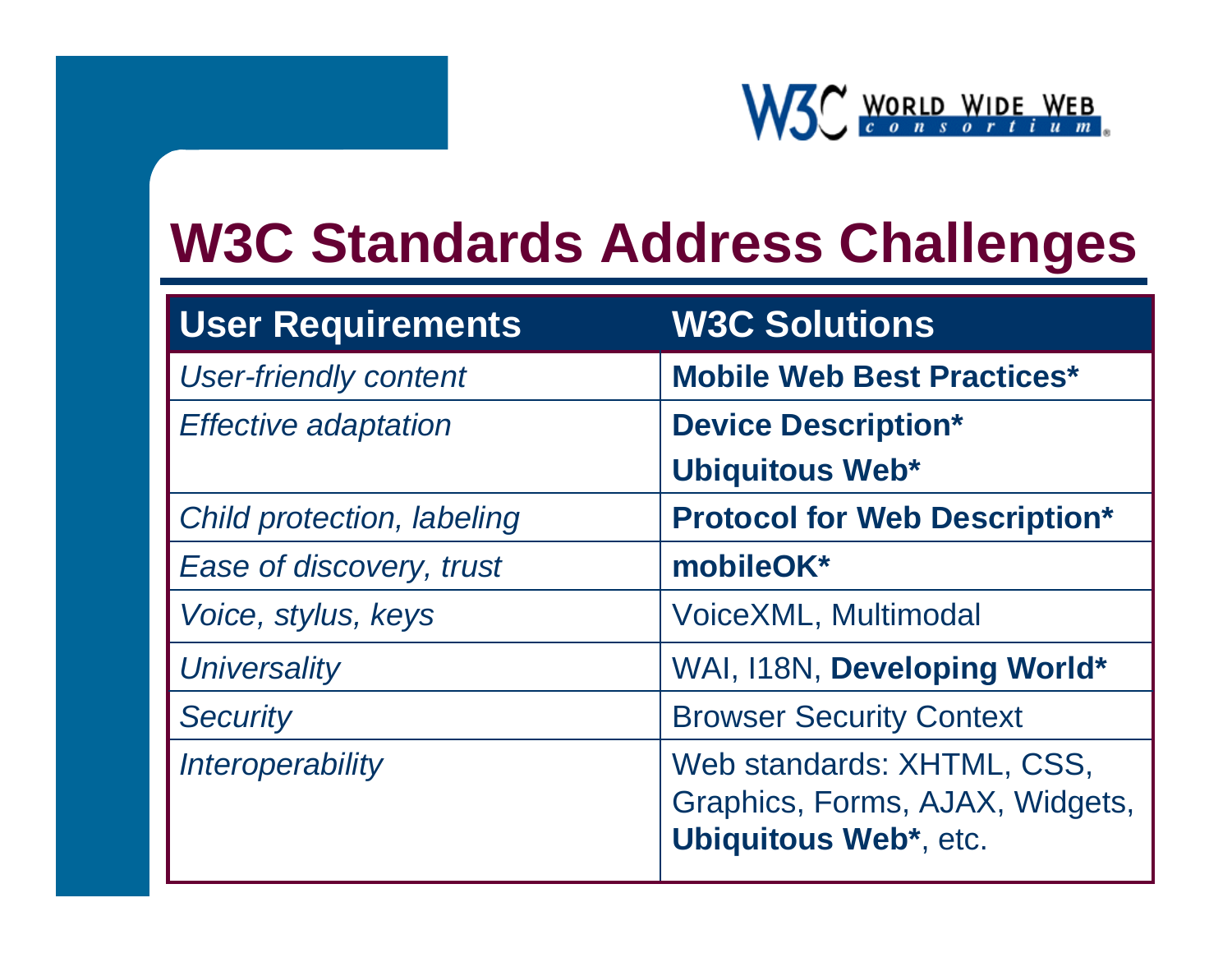# W3C Standards Address Challenges

| User Requirements | W3C Solutions |
|---|---|
| *User-friendly content* | **Mobile Web Best Practices*** |
| *Effective adaptation* | **Device Description***<br>**Ubiquitous Web*** |
| *Child protection, labeling* | **Protocol for Web Description*** |
| *Ease of discovery, trust* | **mobileOK*** |
| *Voice, stylus, keys* | VoiceXML, Multimodal |
| *Universality* | WAI, I18N, **Developing World*** |
| *Security* | Browser Security Context |
| *Interoperability* | Web standards: XHTML, CSS, Graphics, Forms, AJAX, Widgets, **Ubiquitous Web***, etc. |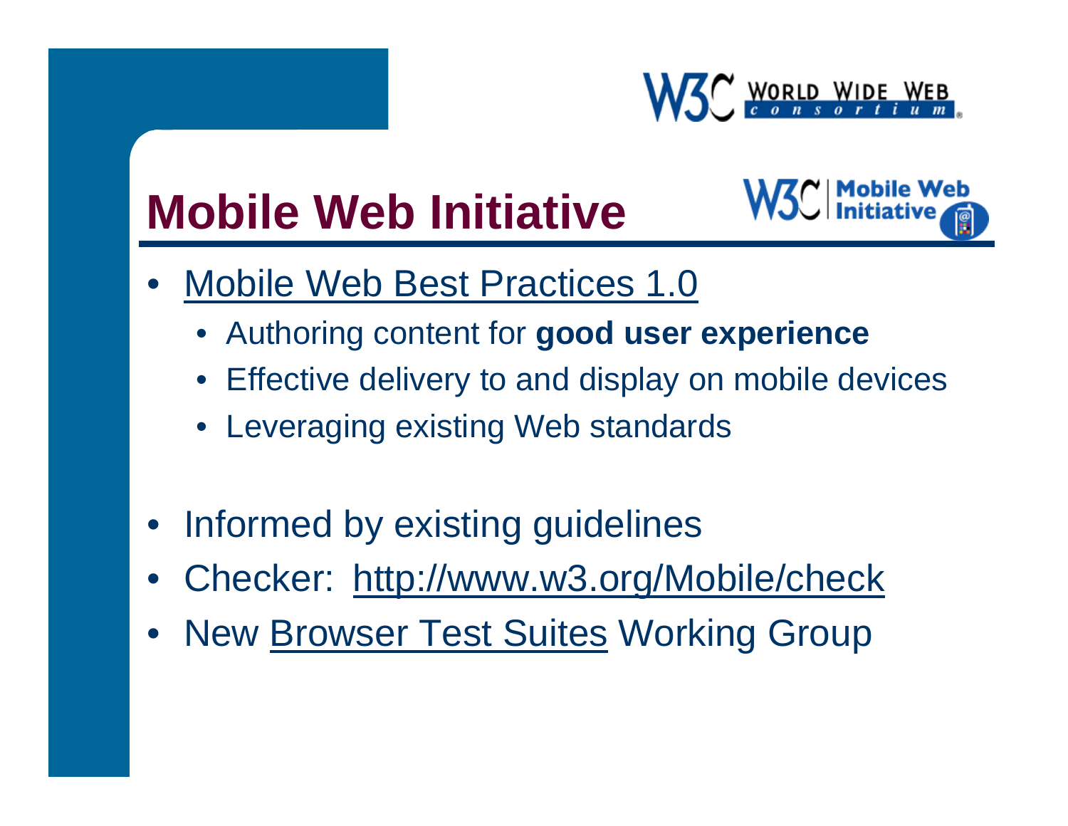# Mobile Web Initiative

- Mobile Web Best Practices 1.0
  - Authoring content for **good user experience**
  - Effective delivery to and display on mobile devices
  - Leveraging existing Web standards
- Informed by existing guidelines
- Checker: http://www.w3.org/Mobile/check
- New Browser Test Suites Working Group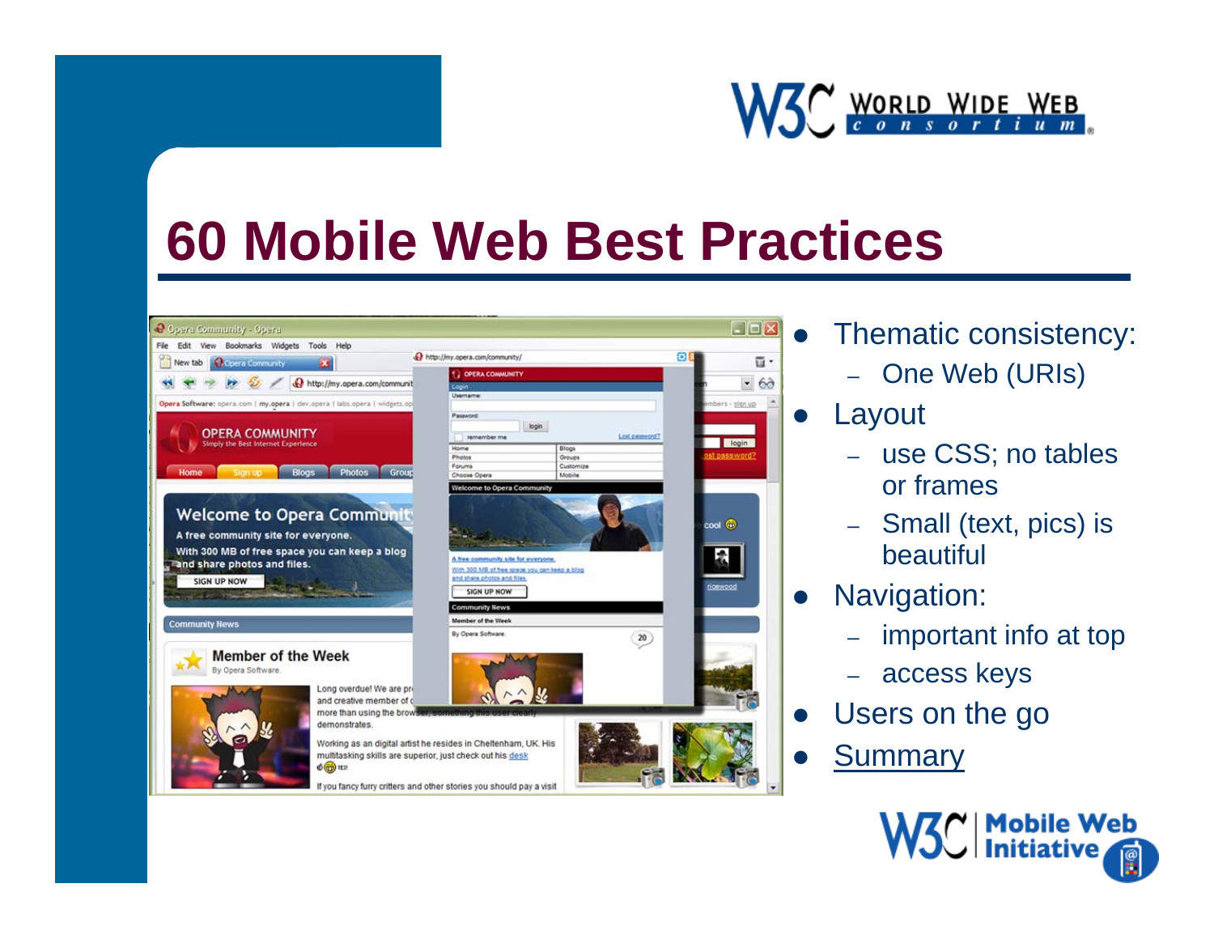# 60 Mobile Web Best Practices

- Thematic consistency:
  - One Web (URIs)
- Layout
  - use CSS; no tables or frames
  - Small (text, pics) is beautiful
- Navigation:
  - important info at top
  - access keys
- Users on the go
- Summary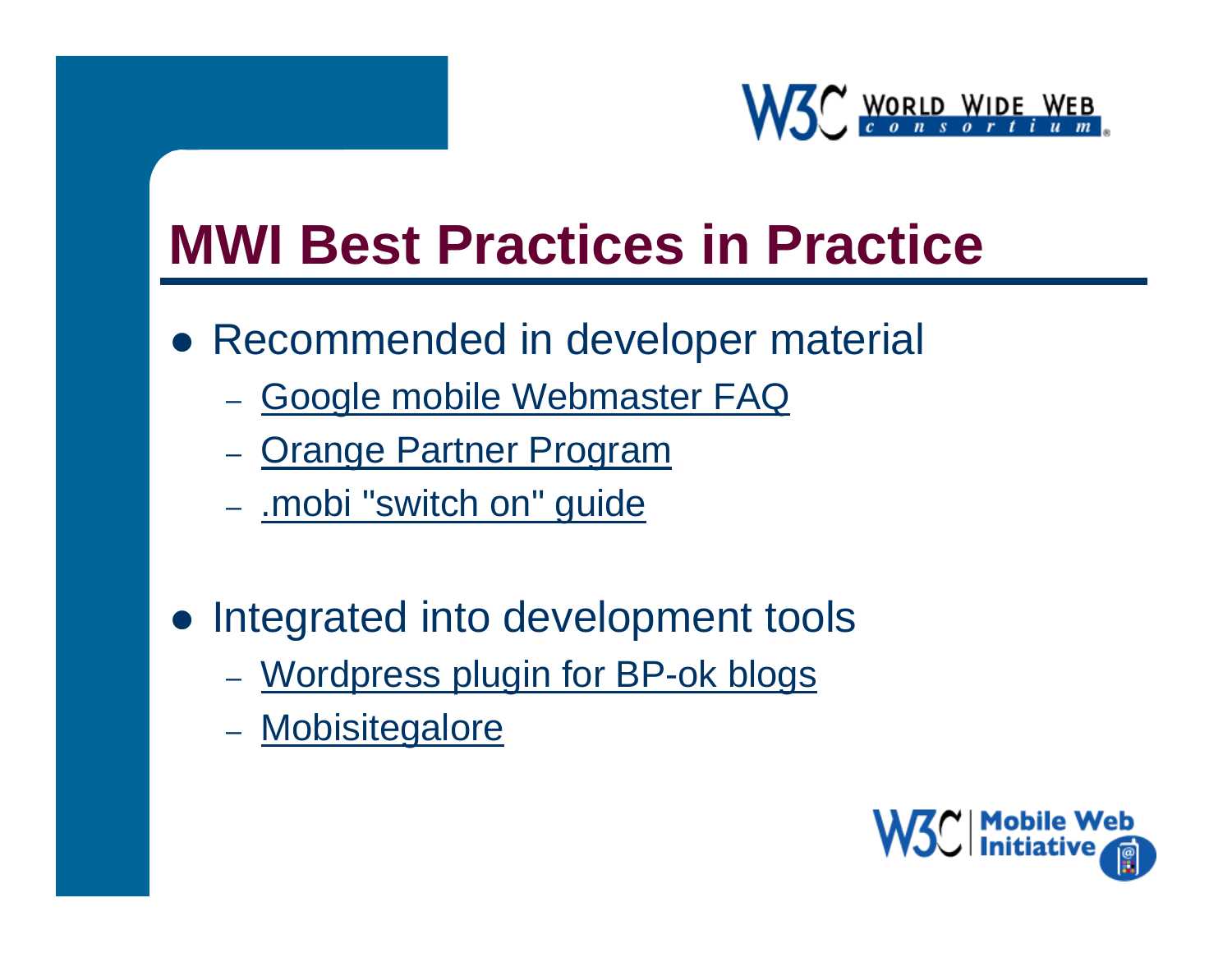# MWI Best Practices in Practice

- Recommended in developer material
  - Google mobile Webmaster FAQ
  - Orange Partner Program
  - .mobi "switch on" guide
- Integrated into development tools
  - Wordpress plugin for BP-ok blogs
  - Mobisitegalore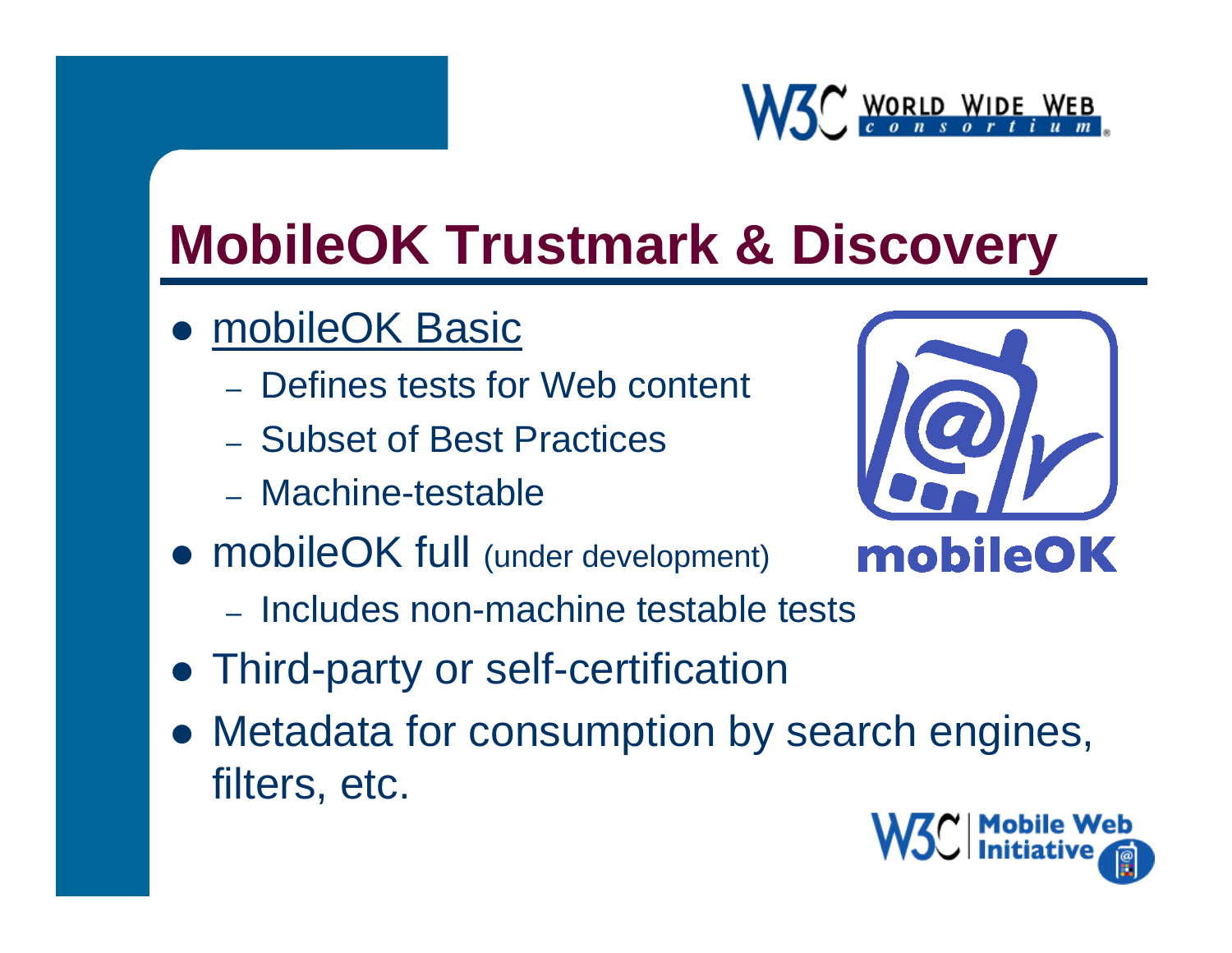# MobileOK Trustmark & Discovery

- mobileOK Basic
  - Defines tests for Web content
  - Subset of Best Practices
  - Machine-testable
- mobileOK full (under development)
  - Includes non-machine testable tests
- Third-party or self-certification
- Metadata for consumption by search engines, filters, etc.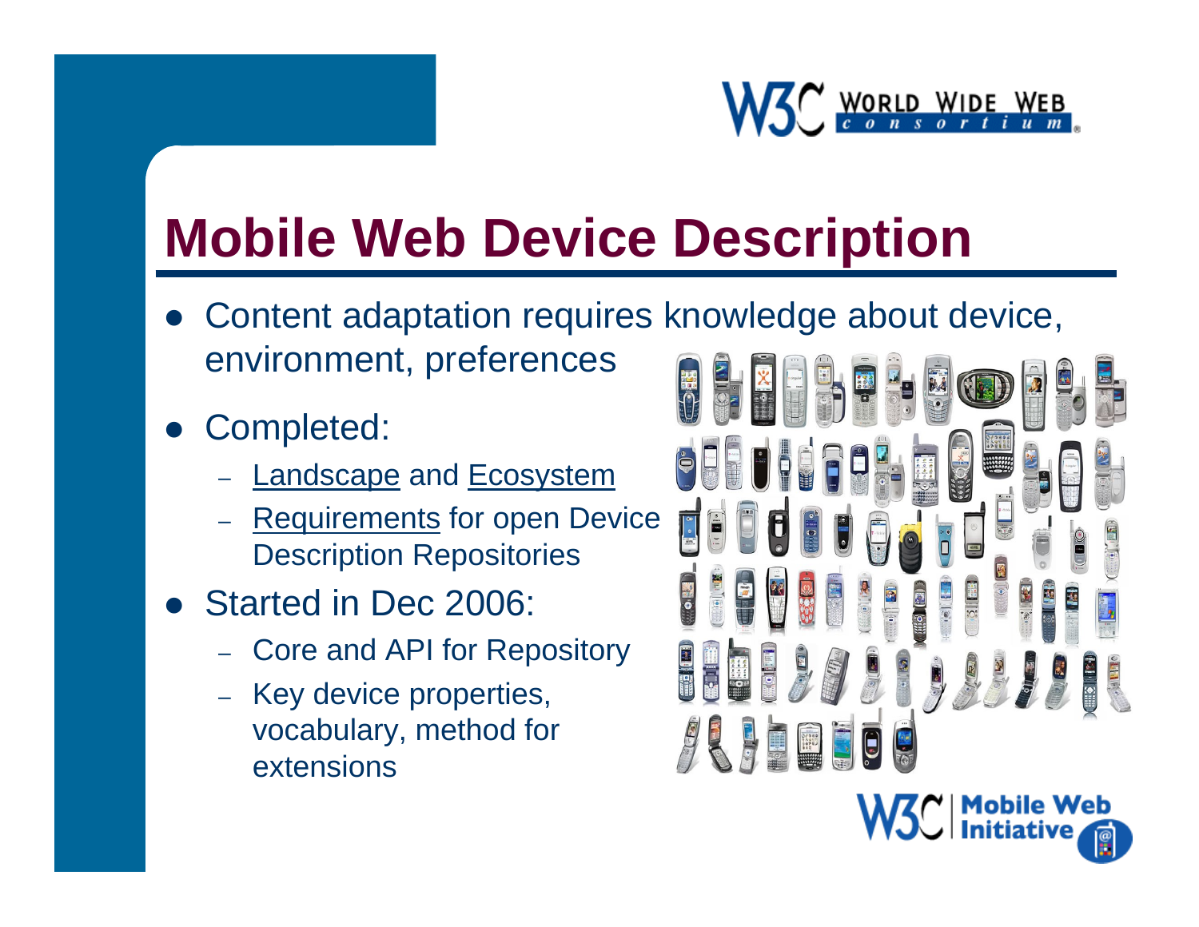# Mobile Web Device Description

- Content adaptation requires knowledge about device, environment, preferences
- Completed:
  - Landscape and Ecosystem
  - Requirements for open Device Description Repositories
- Started in Dec 2006:
  - Core and API for Repository
  - Key device properties, vocabulary, method for extensions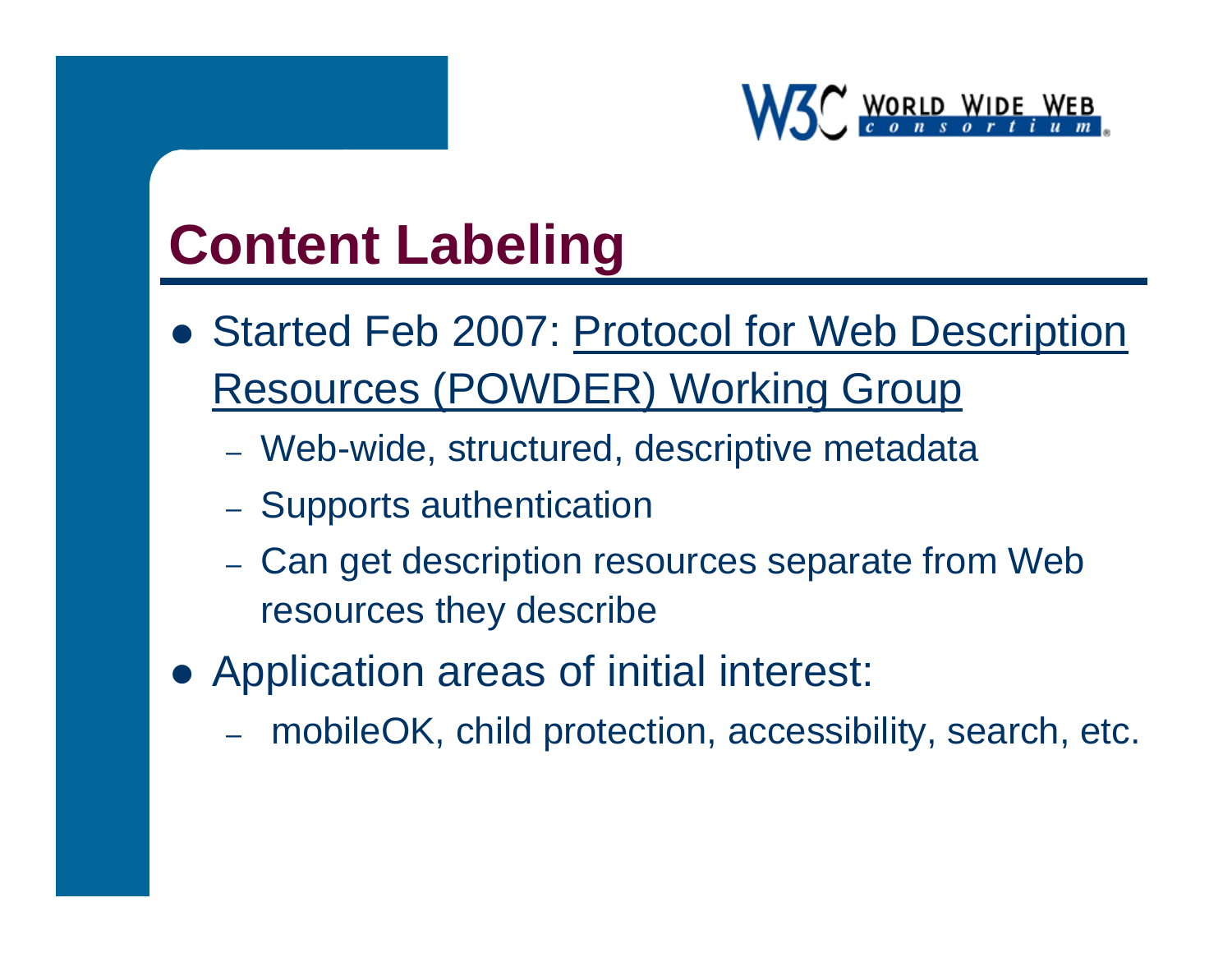# Content Labeling

- Started Feb 2007: Protocol for Web Description Resources (POWDER) Working Group
  - Web-wide, structured, descriptive metadata
  - Supports authentication
  - Can get description resources separate from Web resources they describe
- Application areas of initial interest:
  - mobileOK, child protection, accessibility, search, etc.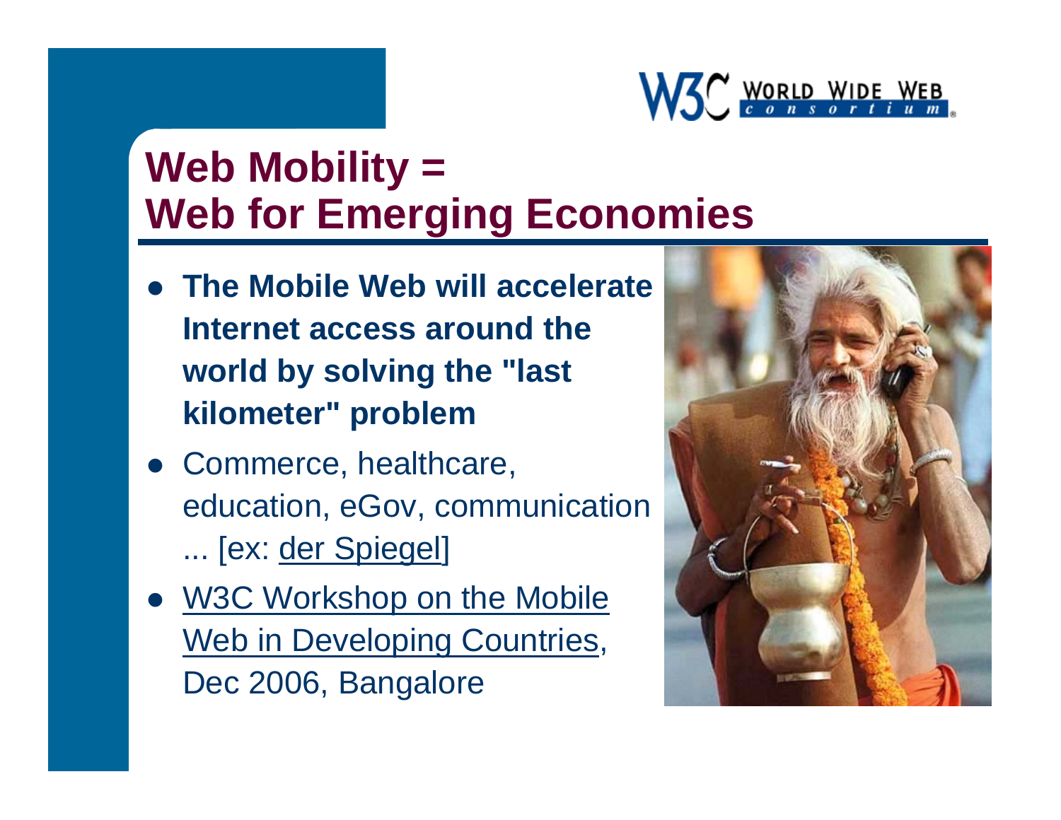# Web Mobility = Web for Emerging Economies

- **The Mobile Web will accelerate Internet access around the world by solving the "last kilometer" problem**
- Commerce, healthcare, education, eGov, communication ... [ex: der Spiegel]
- W3C Workshop on the Mobile Web in Developing Countries, Dec 2006, Bangalore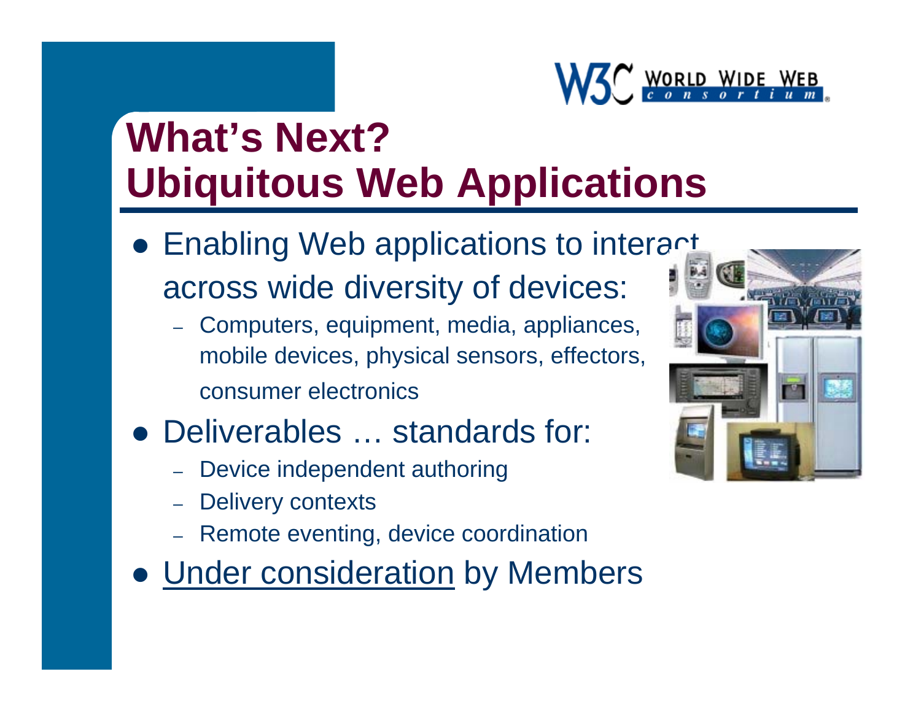# What's Next? Ubiquitous Web Applications

- Enabling Web applications to interact across wide diversity of devices:
  - Computers, equipment, media, appliances, mobile devices, physical sensors, effectors, consumer electronics
- Deliverables … standards for:
  - Device independent authoring
  - Delivery contexts
  - Remote eventing, device coordination
- Under consideration by Members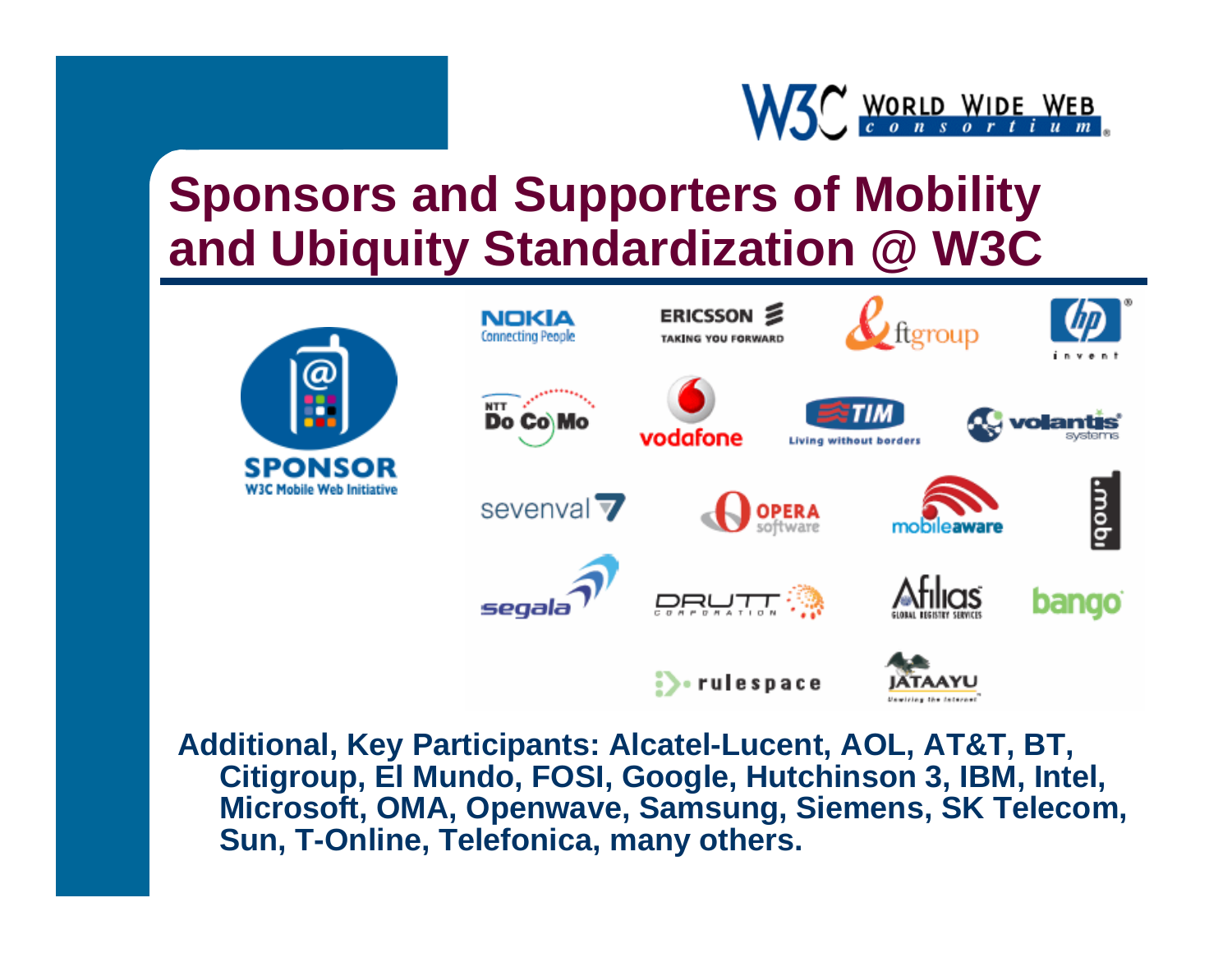# Sponsors and Supporters of Mobility and Ubiquity Standardization @ W3C

SPONSOR
W3C Mobile Web Initiative

NOKIA Connecting People | ERICSSON TAKING YOU FORWARD | ftgroup | hp invent
NTT DoCoMo | vodafone | TIM Living without borders | volantis systems
sevenval | OPERA software | mobileaware | .mobi
segala | DRUTT CORPORATION | Afilias GLOBAL REGISTRY SERVICES | bango
rulespace | JATAAYU

**Additional, Key Participants: Alcatel-Lucent, AOL, AT&T, BT, Citigroup, El Mundo, FOSI, Google, Hutchinson 3, IBM, Intel, Microsoft, OMA, Openwave, Samsung, Siemens, SK Telecom, Sun, T-Online, Telefonica, many others.**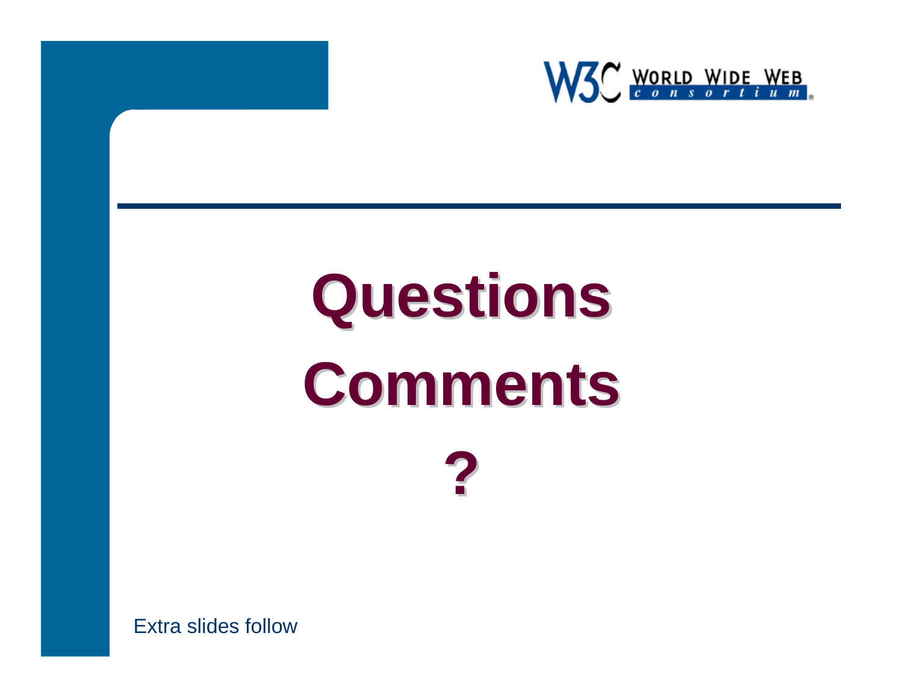# Questions

# Comments

# ?

Extra slides follow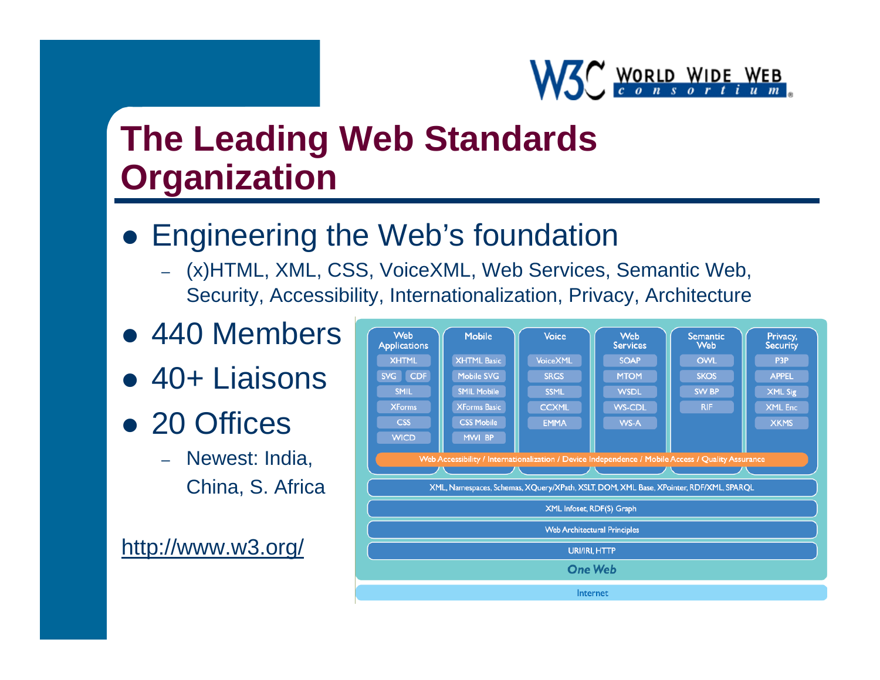# The Leading Web Standards Organization

- Engineering the Web's foundation
  - (x)HTML, XML, CSS, VoiceXML, Web Services, Semantic Web, Security, Accessibility, Internationalization, Privacy, Architecture
- 440 Members
- 40+ Liaisons
- 20 Offices
  - Newest: India, China, S. Africa

http://www.w3.org/

| Web Applications | Mobile | Voice | Web Services | Semantic Web | Privacy, Security |
| --- | --- | --- | --- | --- | --- |
| XHTML | XHTML Basic | VoiceXML | SOAP | OWL | P3P |
| SVG CDF | Mobile SVG | SRGS | MTOM | SKOS | APPEL |
| SMIL | SMIL Mobile | SSML | WSDL | SW BP | XML Sig |
| XForms | XForms Basic | CCXML | WS-CDL | RIF | XML Enc |
| CSS | CSS Mobile | EMMA | WS-A | | XKMS |
| WICD | MWI BP | | | | |

Web Accessibility / Internationalization / Device Independence / Mobile Access / Quality Assurance

XML, Namespaces, Schemas, XQuery/XPath, XSLT, DOM, XML Base, XPointer, RDF/XML, SPARQL

XML Infoset, RDF(S) Graph

Web Architectural Principles

URI/IRI, HTTP

*One Web*

Internet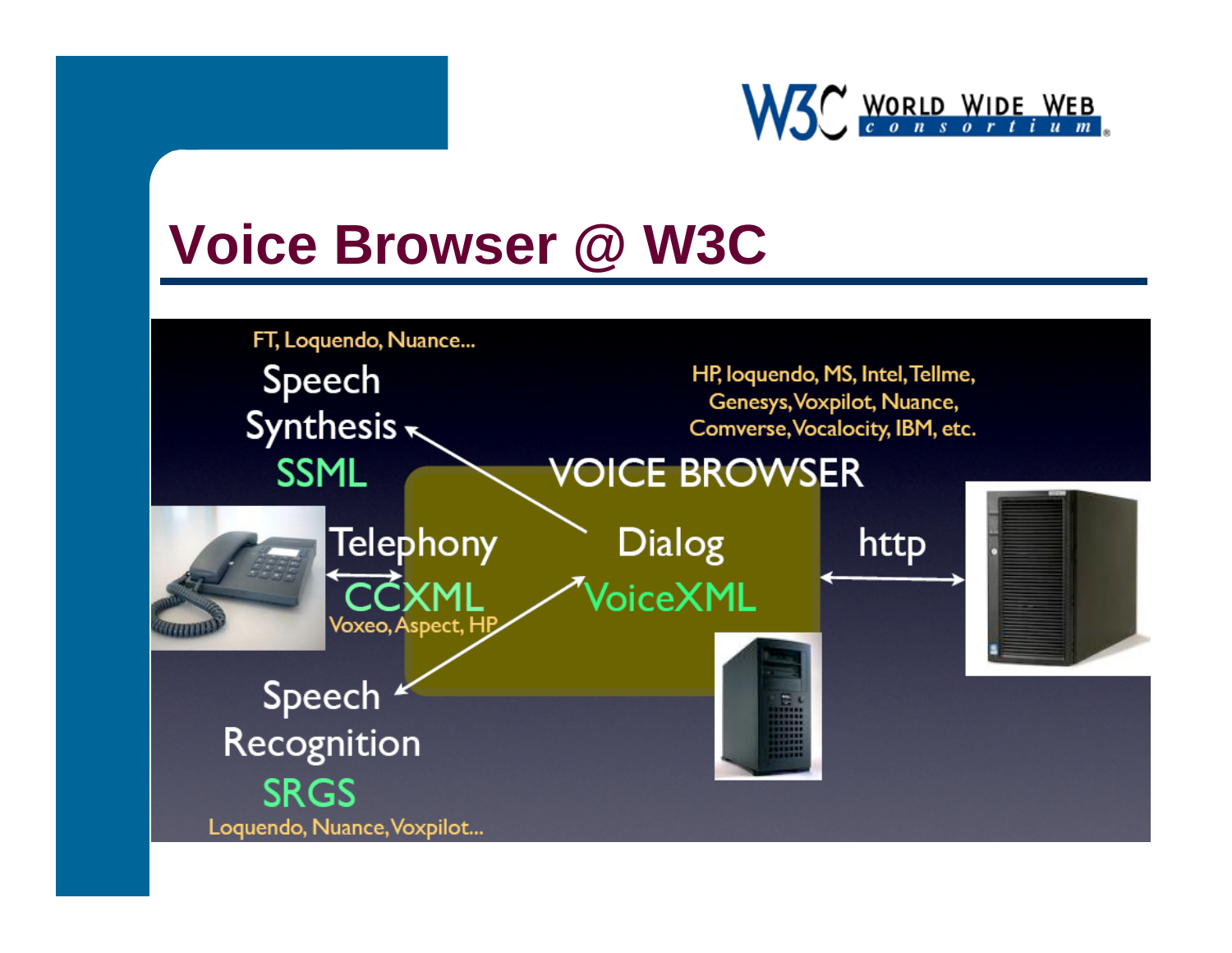# Voice Browser @ W3C

FT, Loquendo, Nuance...

Speech Synthesis

SSML

HP, loquendo, MS, Intel, Tellme, Genesys, Voxpilot, Nuance, Comverse, Vocalocity, IBM, etc.

VOICE BROWSER

Telephony

CCXML

Voxeo, Aspect, HP

Dialog

VoiceXML

http

Speech Recognition

SRGS

Loquendo, Nuance, Voxpilot...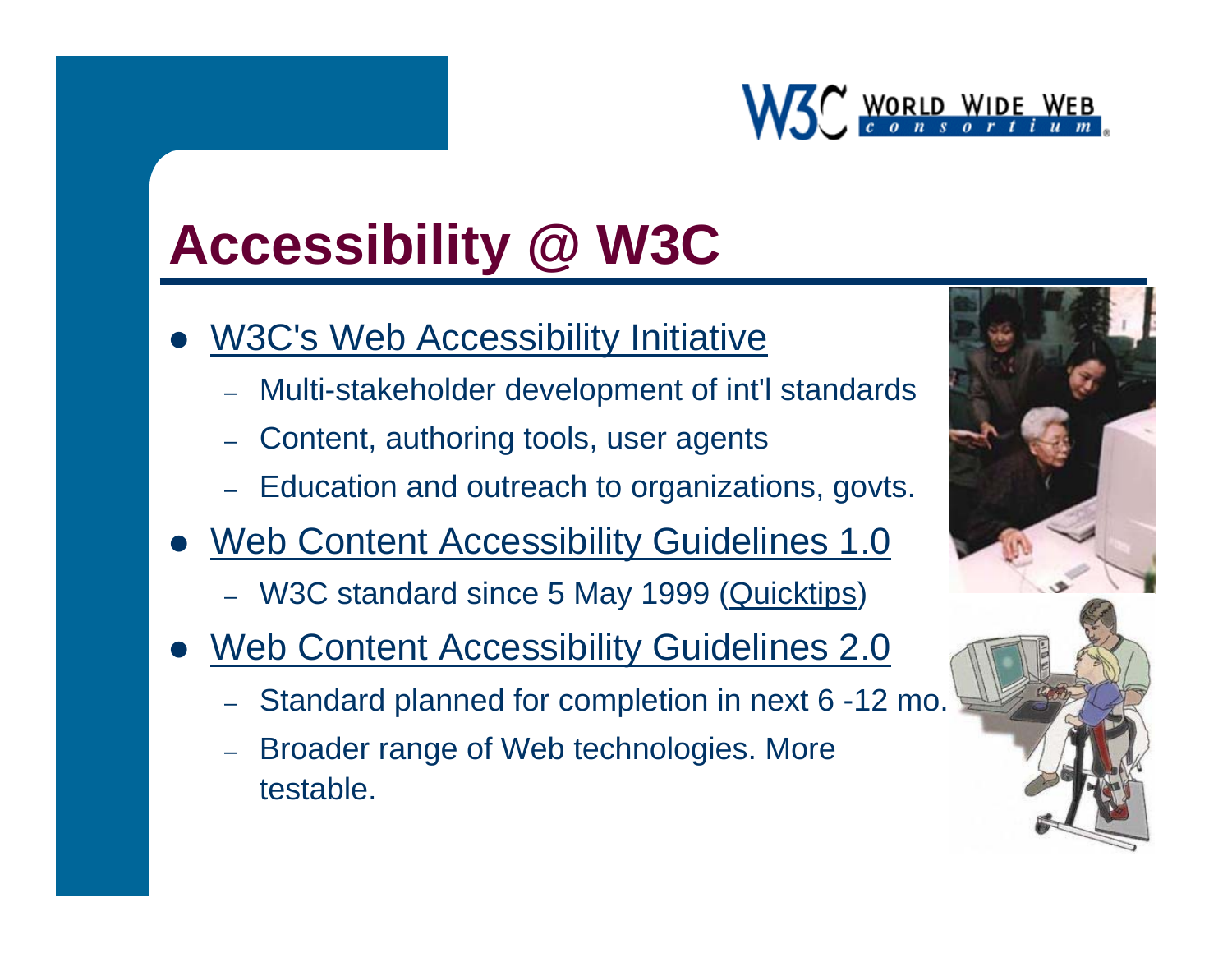# Accessibility @ W3C

- W3C's Web Accessibility Initiative
  - Multi-stakeholder development of int'l standards
  - Content, authoring tools, user agents
  - Education and outreach to organizations, govts.
- Web Content Accessibility Guidelines 1.0
  - W3C standard since 5 May 1999 (Quicktips)
- Web Content Accessibility Guidelines 2.0
  - Standard planned for completion in next 6 -12 mo.
  - Broader range of Web technologies. More testable.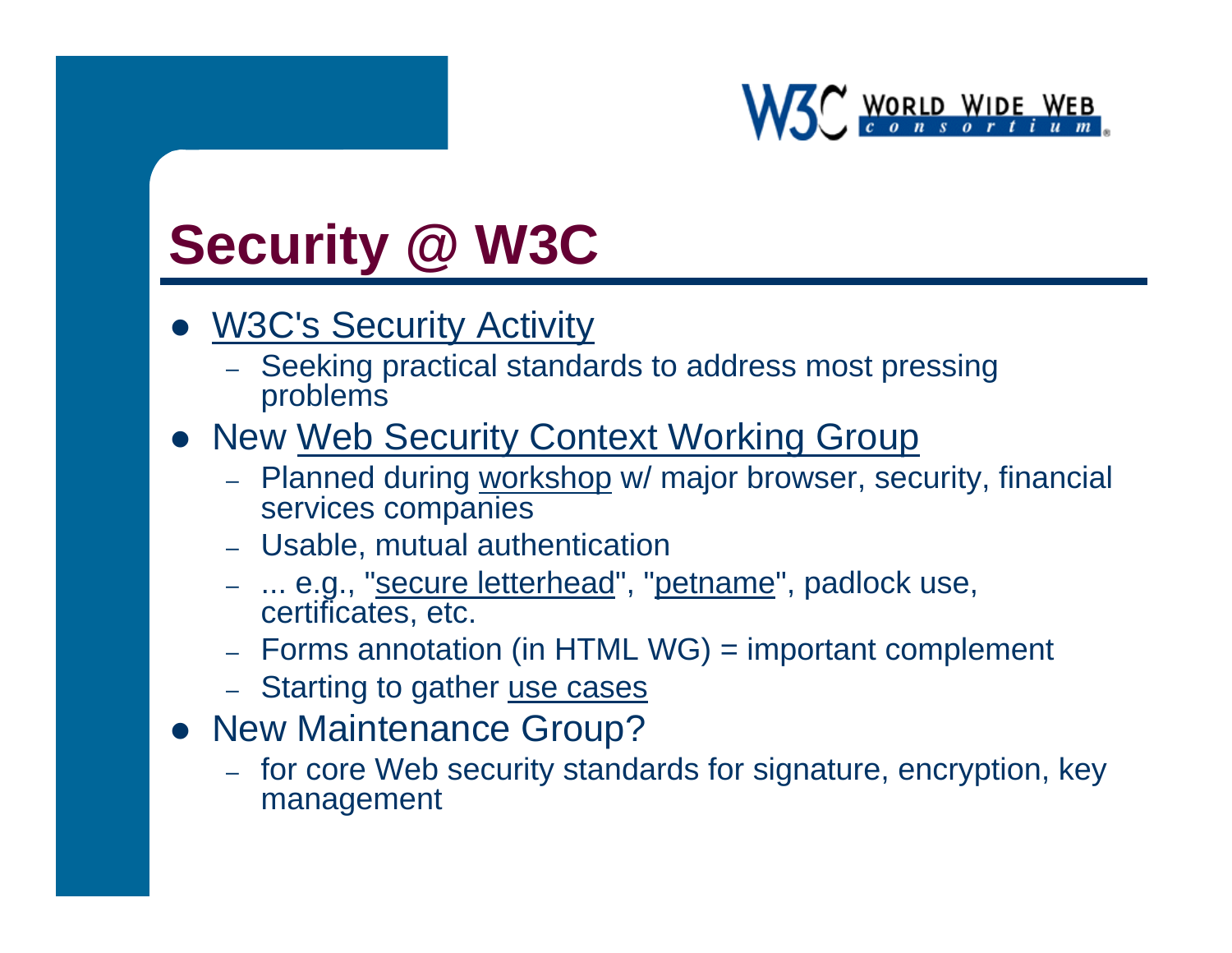# Security @ W3C

- W3C's Security Activity
  - Seeking practical standards to address most pressing problems
- New Web Security Context Working Group
  - Planned during workshop w/ major browser, security, financial services companies
  - Usable, mutual authentication
  - ... e.g., "secure letterhead", "petname", padlock use, certificates, etc.
  - Forms annotation (in HTML WG) = important complement
  - Starting to gather use cases
- New Maintenance Group?
  - for core Web security standards for signature, encryption, key management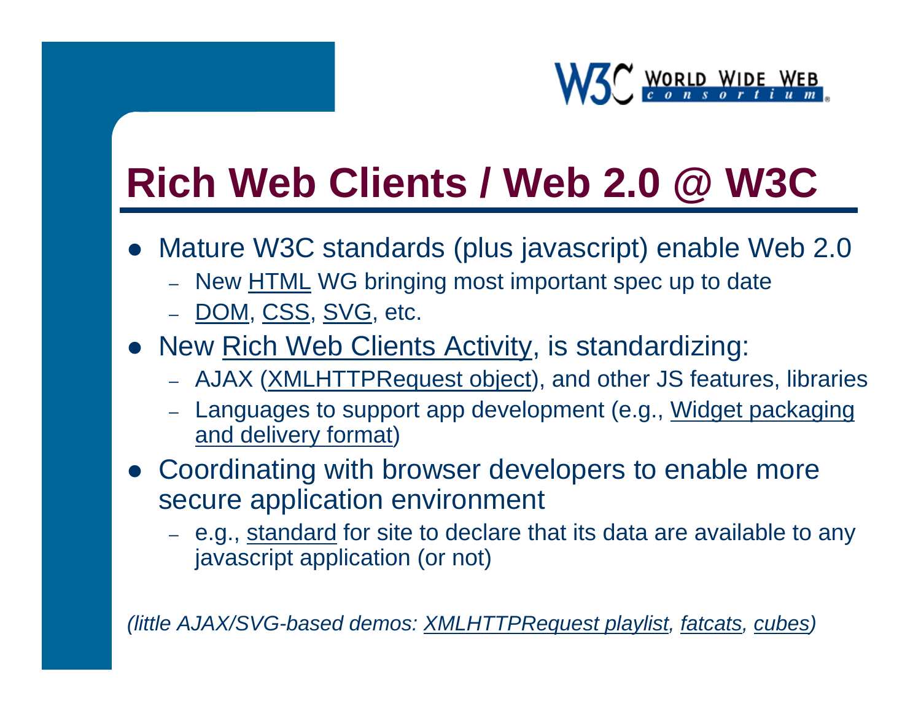# Rich Web Clients / Web 2.0 @ W3C

- Mature W3C standards (plus javascript) enable Web 2.0
  - New HTML WG bringing most important spec up to date
  - DOM, CSS, SVG, etc.
- New Rich Web Clients Activity, is standardizing:
  - AJAX (XMLHTTPRequest object), and other JS features, libraries
  - Languages to support app development (e.g., Widget packaging and delivery format)
- Coordinating with browser developers to enable more secure application environment
  - e.g., standard for site to declare that its data are available to any javascript application (or not)

*(little AJAX/SVG-based demos: XMLHTTPRequest playlist, fatcats, cubes)*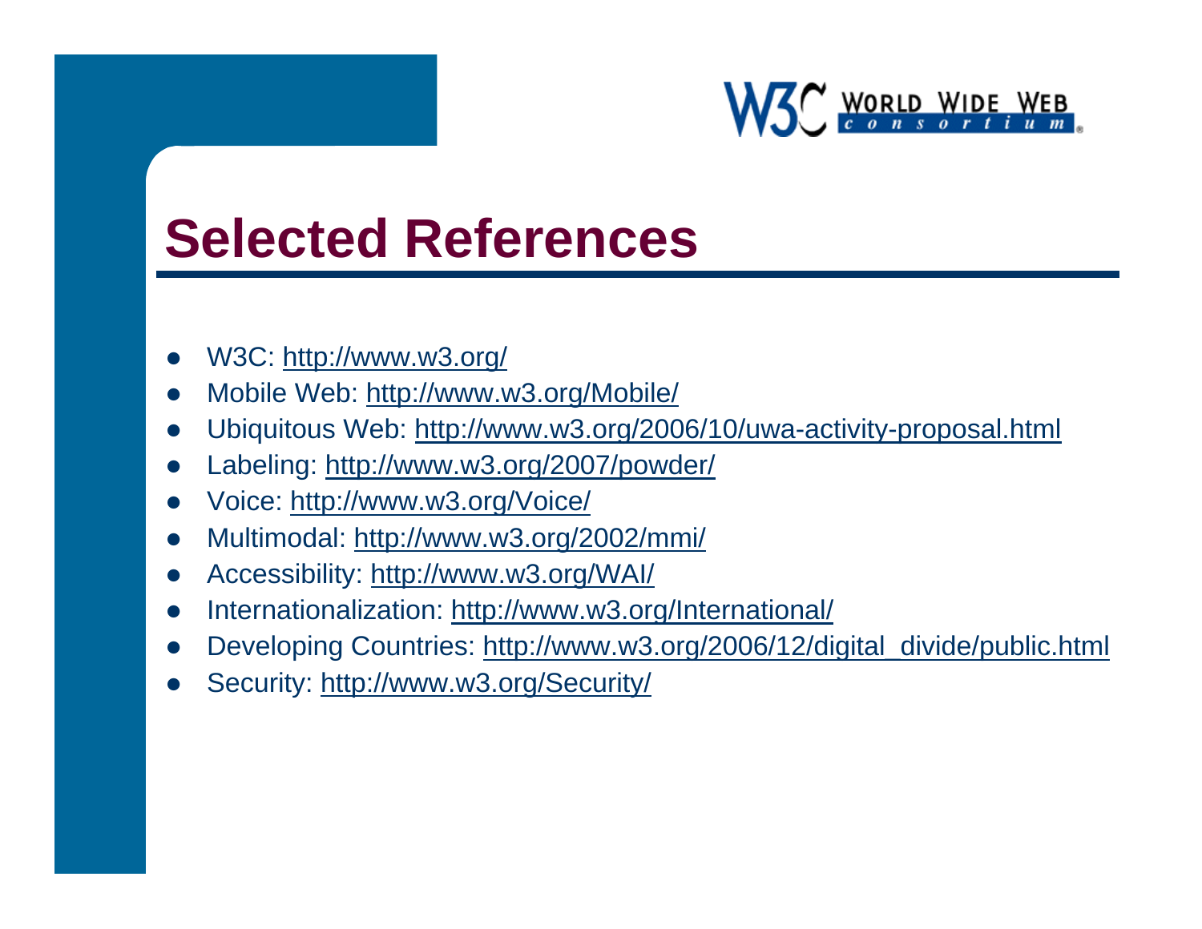# Selected References

- W3C: http://www.w3.org/
- Mobile Web: http://www.w3.org/Mobile/
- Ubiquitous Web: http://www.w3.org/2006/10/uwa-activity-proposal.html
- Labeling: http://www.w3.org/2007/powder/
- Voice: http://www.w3.org/Voice/
- Multimodal: http://www.w3.org/2002/mmi/
- Accessibility: http://www.w3.org/WAI/
- Internationalization: http://www.w3.org/International/
- Developing Countries: http://www.w3.org/2006/12/digital_divide/public.html
- Security: http://www.w3.org/Security/